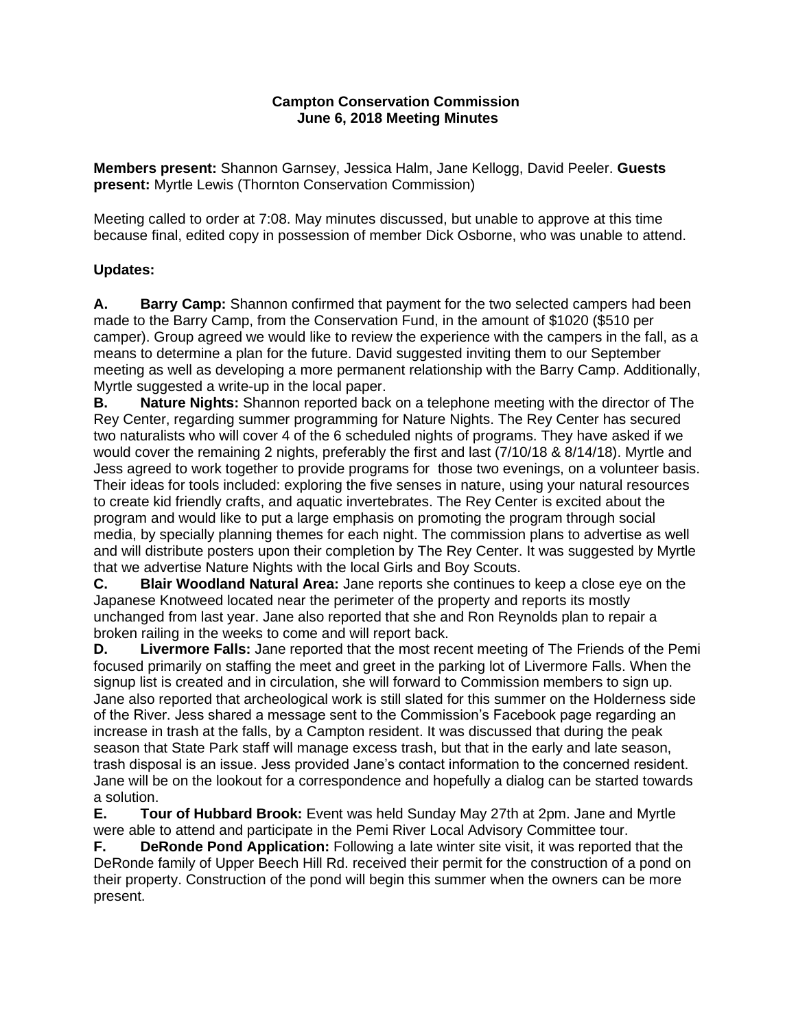# Campton Conservation Commission
## June 6, 2018 Meeting Minutes

**Members present:** Shannon Garnsey, Jessica Halm, Jane Kellogg, David Peeler. **Guests present:** Myrtle Lewis (Thornton Conservation Commission)

Meeting called to order at 7:08. May minutes discussed, but unable to approve at this time because final, edited copy in possession of member Dick Osborne, who was unable to attend.

### Updates:

**A. Barry Camp:** Shannon confirmed that payment for the two selected campers had been made to the Barry Camp, from the Conservation Fund, in the amount of $1020 ($510 per camper). Group agreed we would like to review the experience with the campers in the fall, as a means to determine a plan for the future. David suggested inviting them to our September meeting as well as developing a more permanent relationship with the Barry Camp. Additionally, Myrtle suggested a write-up in the local paper.

**B. Nature Nights:** Shannon reported back on a telephone meeting with the director of The Rey Center, regarding summer programming for Nature Nights. The Rey Center has secured two naturalists who will cover 4 of the 6 scheduled nights of programs. They have asked if we would cover the remaining 2 nights, preferably the first and last (7/10/18 & 8/14/18). Myrtle and Jess agreed to work together to provide programs for those two evenings, on a volunteer basis. Their ideas for tools included: exploring the five senses in nature, using your natural resources to create kid friendly crafts, and aquatic invertebrates. The Rey Center is excited about the program and would like to put a large emphasis on promoting the program through social media, by specially planning themes for each night. The commission plans to advertise as well and will distribute posters upon their completion by The Rey Center. It was suggested by Myrtle that we advertise Nature Nights with the local Girls and Boy Scouts.

**C. Blair Woodland Natural Area:** Jane reports she continues to keep a close eye on the Japanese Knotweed located near the perimeter of the property and reports its mostly unchanged from last year. Jane also reported that she and Ron Reynolds plan to repair a broken railing in the weeks to come and will report back.

**D. Livermore Falls:** Jane reported that the most recent meeting of The Friends of the Pemi focused primarily on staffing the meet and greet in the parking lot of Livermore Falls. When the signup list is created and in circulation, she will forward to Commission members to sign up. Jane also reported that archeological work is still slated for this summer on the Holderness side of the River. Jess shared a message sent to the Commission's Facebook page regarding an increase in trash at the falls, by a Campton resident. It was discussed that during the peak season that State Park staff will manage excess trash, but that in the early and late season, trash disposal is an issue. Jess provided Jane's contact information to the concerned resident. Jane will be on the lookout for a correspondence and hopefully a dialog can be started towards a solution.

**E. Tour of Hubbard Brook:** Event was held Sunday May 27th at 2pm. Jane and Myrtle were able to attend and participate in the Pemi River Local Advisory Committee tour.

**F. DeRonde Pond Application:** Following a late winter site visit, it was reported that the DeRonde family of Upper Beech Hill Rd. received their permit for the construction of a pond on their property. Construction of the pond will begin this summer when the owners can be more present.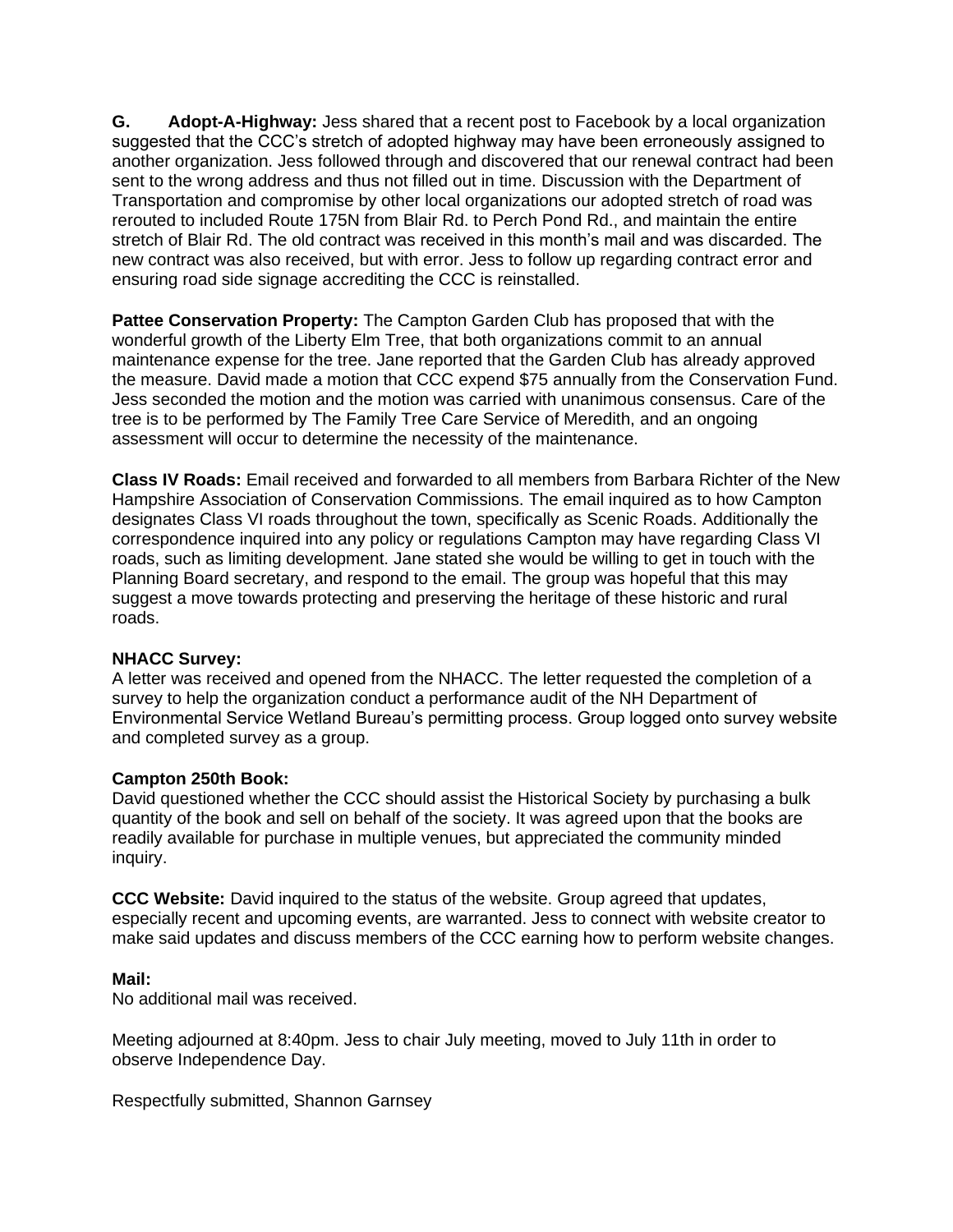**G. Adopt-A-Highway:** Jess shared that a recent post to Facebook by a local organization suggested that the CCC's stretch of adopted highway may have been erroneously assigned to another organization. Jess followed through and discovered that our renewal contract had been sent to the wrong address and thus not filled out in time. Discussion with the Department of Transportation and compromise by other local organizations our adopted stretch of road was rerouted to included Route 175N from Blair Rd. to Perch Pond Rd., and maintain the entire stretch of Blair Rd. The old contract was received in this month's mail and was discarded. The new contract was also received, but with error. Jess to follow up regarding contract error and ensuring road side signage accrediting the CCC is reinstalled.

**Pattee Conservation Property:** The Campton Garden Club has proposed that with the wonderful growth of the Liberty Elm Tree, that both organizations commit to an annual maintenance expense for the tree. Jane reported that the Garden Club has already approved the measure. David made a motion that CCC expend $75 annually from the Conservation Fund. Jess seconded the motion and the motion was carried with unanimous consensus. Care of the tree is to be performed by The Family Tree Care Service of Meredith, and an ongoing assessment will occur to determine the necessity of the maintenance.

**Class IV Roads:** Email received and forwarded to all members from Barbara Richter of the New Hampshire Association of Conservation Commissions. The email inquired as to how Campton designates Class VI roads throughout the town, specifically as Scenic Roads. Additionally the correspondence inquired into any policy or regulations Campton may have regarding Class VI roads, such as limiting development. Jane stated she would be willing to get in touch with the Planning Board secretary, and respond to the email. The group was hopeful that this may suggest a move towards protecting and preserving the heritage of these historic and rural roads.

**NHACC Survey:**
A letter was received and opened from the NHACC. The letter requested the completion of a survey to help the organization conduct a performance audit of the NH Department of Environmental Service Wetland Bureau's permitting process. Group logged onto survey website and completed survey as a group.

**Campton 250th Book:**
David questioned whether the CCC should assist the Historical Society by purchasing a bulk quantity of the book and sell on behalf of the society. It was agreed upon that the books are readily available for purchase in multiple venues, but appreciated the community minded inquiry.

**CCC Website:** David inquired to the status of the website. Group agreed that updates, especially recent and upcoming events, are warranted. Jess to connect with website creator to make said updates and discuss members of the CCC earning how to perform website changes.

**Mail:**
No additional mail was received.

Meeting adjourned at 8:40pm. Jess to chair July meeting, moved to July 11th in order to observe Independence Day.

Respectfully submitted, Shannon Garnsey